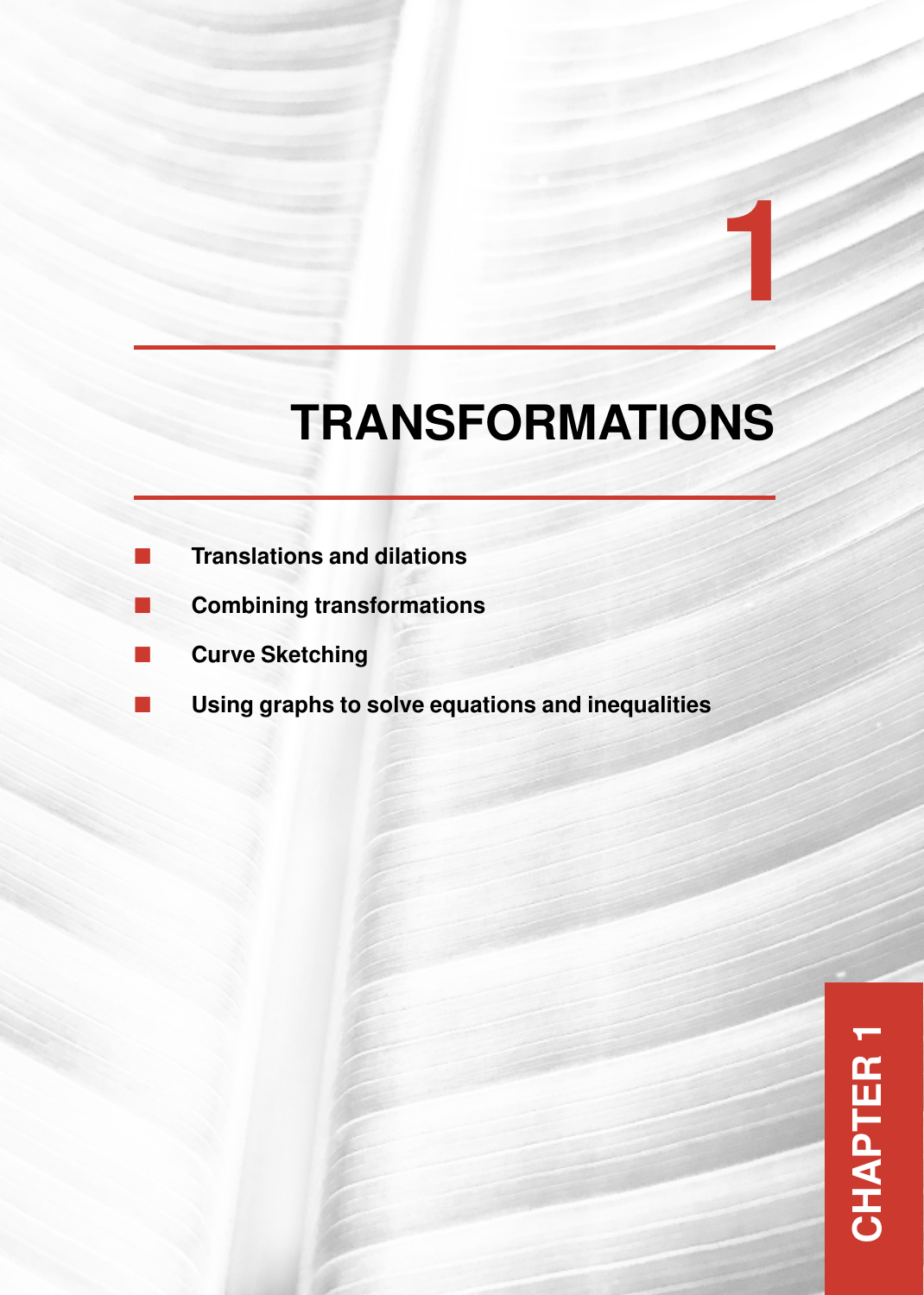# 1

# TRANSFORMATIONS

- Translations and dilations
- Combining transformations
- Curve Sketching
- Using graphs to solve equations and inequalities

CHAPTER 1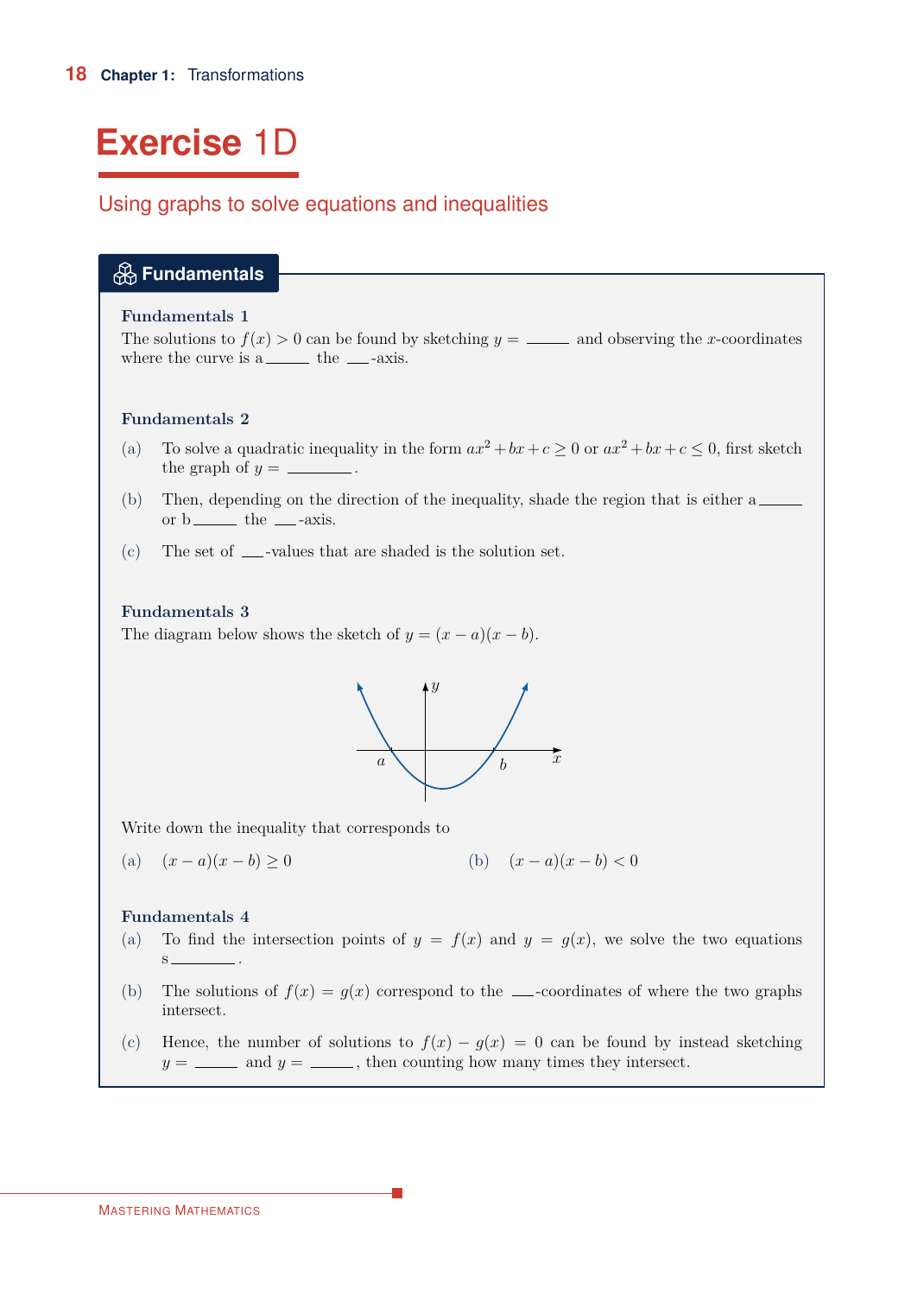# Exercise 1D

## Using graphs to solve equations and inequalities

### Fundamentals

**Fundamentals 1**

The solutions to $f(x) > 0$ can be found by sketching $y =$ \_\_\_\_\_ and observing the $x$-coordinates where the curve is a\_\_\_\_\_ the \_\_\_-axis.

**Fundamentals 2**

(a) To solve a quadratic inequality in the form $ax^2 + bx + c \geq 0$ or $ax^2 + bx + c \leq 0$, first sketch the graph of $y =$ \_\_\_\_\_\_\_\_.

(b) Then, depending on the direction of the inequality, shade the region that is either a\_\_\_\_\_ or b\_\_\_\_\_ the \_\_\_-axis.

(c) The set of \_\_\_-values that are shaded is the solution set.

**Fundamentals 3**

The diagram below shows the sketch of $y = (x - a)(x - b)$.

Write down the inequality that corresponds to

(a) $(x - a)(x - b) \geq 0$

(b) $(x - a)(x - b) < 0$

**Fundamentals 4**

(a) To find the intersection points of $y = f(x)$ and $y = g(x)$, we solve the two equations s\_\_\_\_\_\_\_\_.

(b) The solutions of $f(x) = g(x)$ correspond to the \_\_\_-coordinates of where the two graphs intersect.

(c) Hence, the number of solutions to $f(x) - g(x) = 0$ can be found by instead sketching $y =$ \_\_\_\_\_ and $y =$ \_\_\_\_\_, then counting how many times they intersect.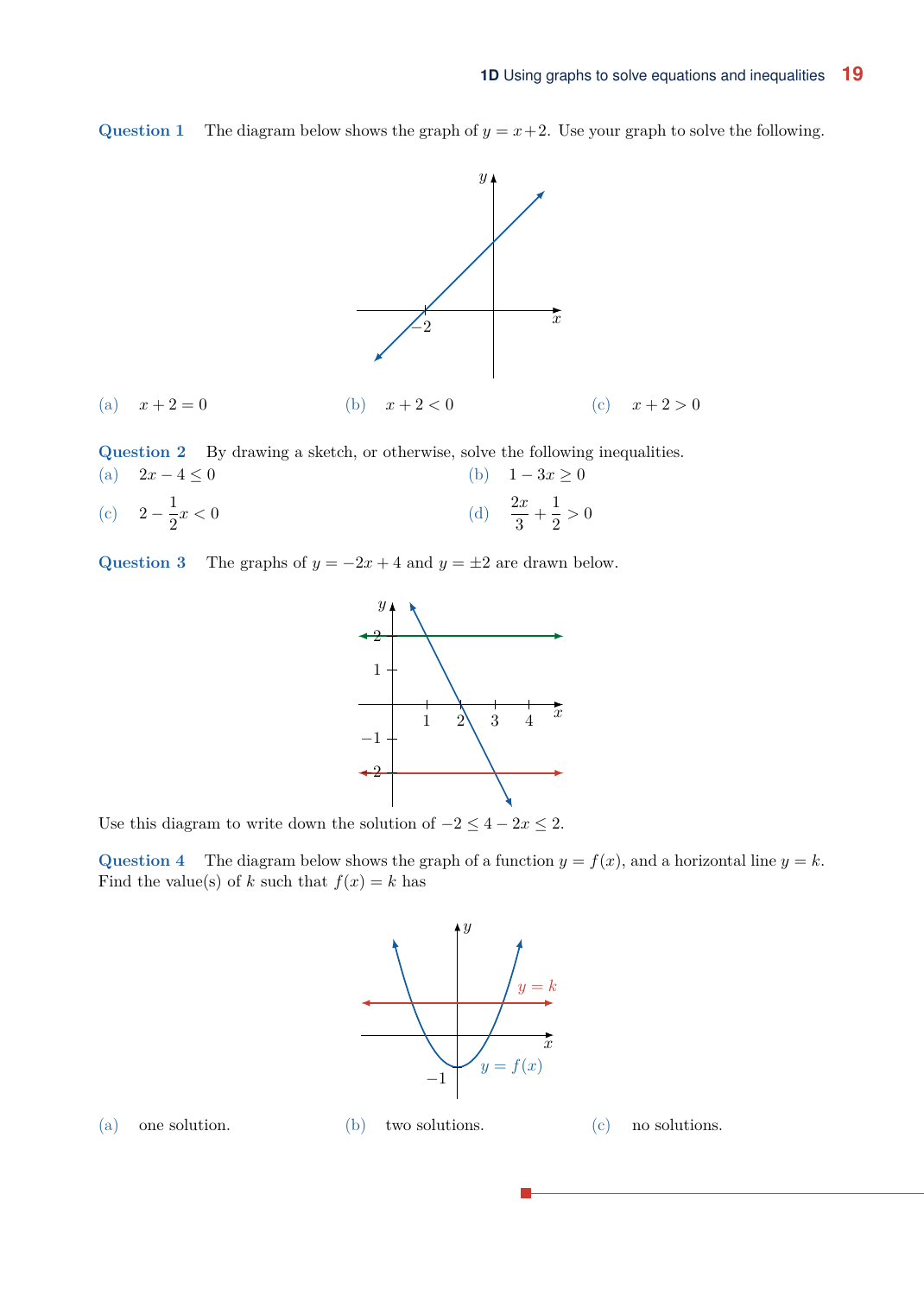**Question 1** The diagram below shows the graph of $y = x + 2$. Use your graph to solve the following.

(a) $x + 2 = 0$

(b) $x + 2 < 0$

(c) $x + 2 > 0$

**Question 2** By drawing a sketch, or otherwise, solve the following inequalities.

(a) $2x - 4 \leq 0$

(b) $1 - 3x \geq 0$

(c) $2 - \frac{1}{2}x < 0$

(d) $\frac{2x}{3} + \frac{1}{2} > 0$

**Question 3** The graphs of $y = -2x + 4$ and $y = \pm 2$ are drawn below.

Use this diagram to write down the solution of $-2 \leq 4 - 2x \leq 2$.

**Question 4** The diagram below shows the graph of a function $y = f(x)$, and a horizontal line $y = k$. Find the value(s) of $k$ such that $f(x) = k$ has

(a) one solution.

(b) two solutions.

(c) no solutions.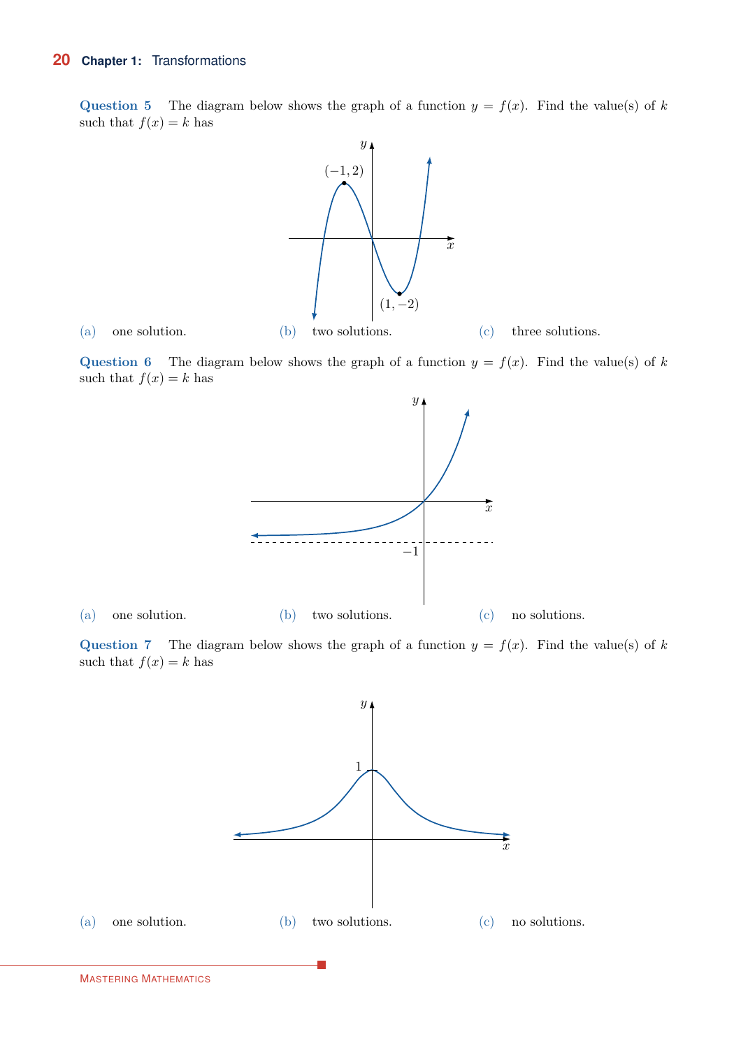**Question 5** The diagram below shows the graph of a function $y = f(x)$. Find the value(s) of $k$ such that $f(x) = k$ has

(a) one solution. (b) two solutions. (c) three solutions.

**Question 6** The diagram below shows the graph of a function $y = f(x)$. Find the value(s) of $k$ such that $f(x) = k$ has

(a) one solution. (b) two solutions. (c) no solutions.

**Question 7** The diagram below shows the graph of a function $y = f(x)$. Find the value(s) of $k$ such that $f(x) = k$ has

(a) one solution. (b) two solutions. (c) no solutions.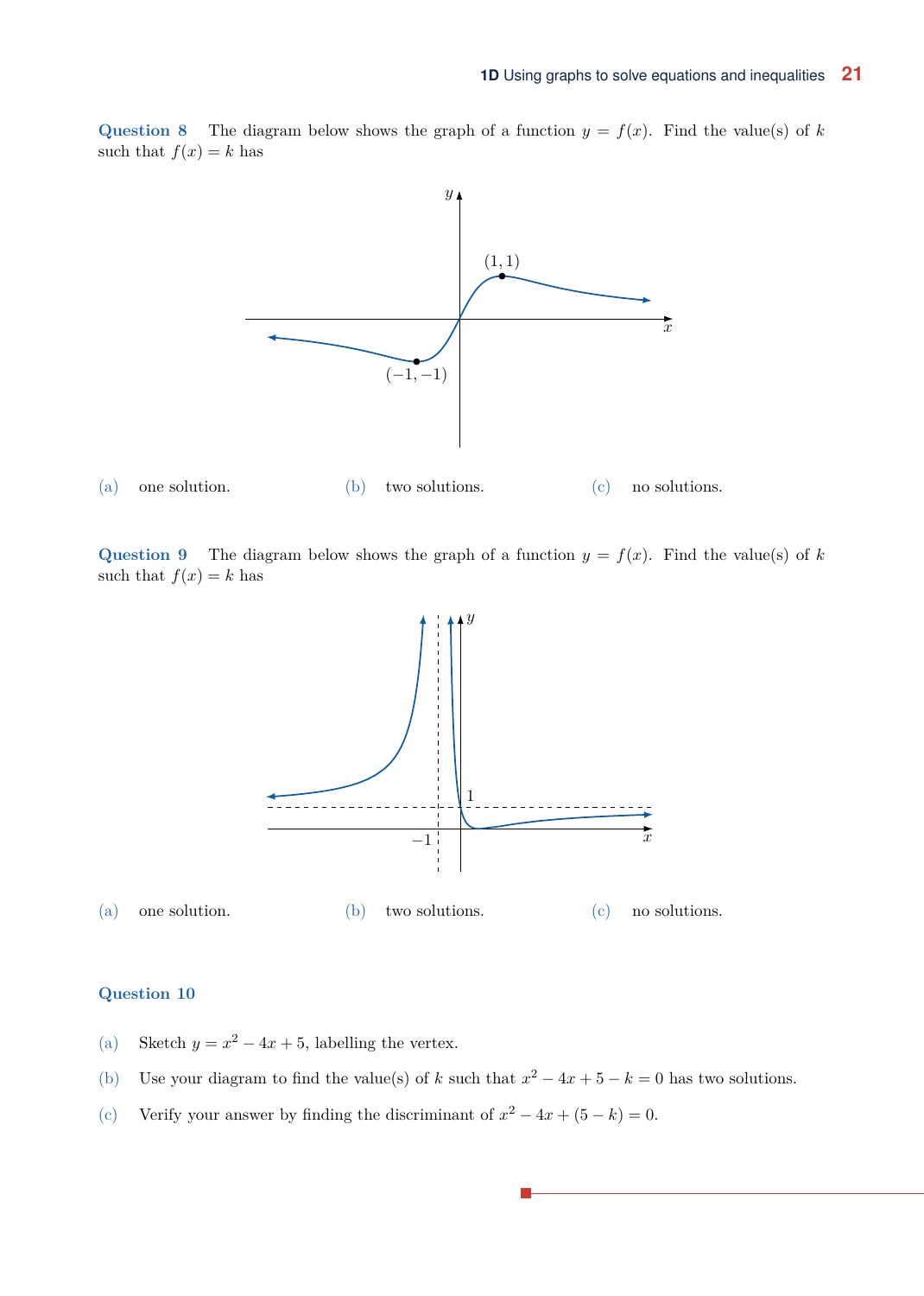**Question 8** The diagram below shows the graph of a function $y = f(x)$. Find the value(s) of $k$ such that $f(x) = k$ has

(a) one solution.

(b) two solutions.

(c) no solutions.

**Question 9** The diagram below shows the graph of a function $y = f(x)$. Find the value(s) of $k$ such that $f(x) = k$ has

(a) one solution.

(b) two solutions.

(c) no solutions.

**Question 10**

(a) Sketch $y = x^2 - 4x + 5$, labelling the vertex.

(b) Use your diagram to find the value(s) of $k$ such that $x^2 - 4x + 5 - k = 0$ has two solutions.

(c) Verify your answer by finding the discriminant of $x^2 - 4x + (5 - k) = 0$.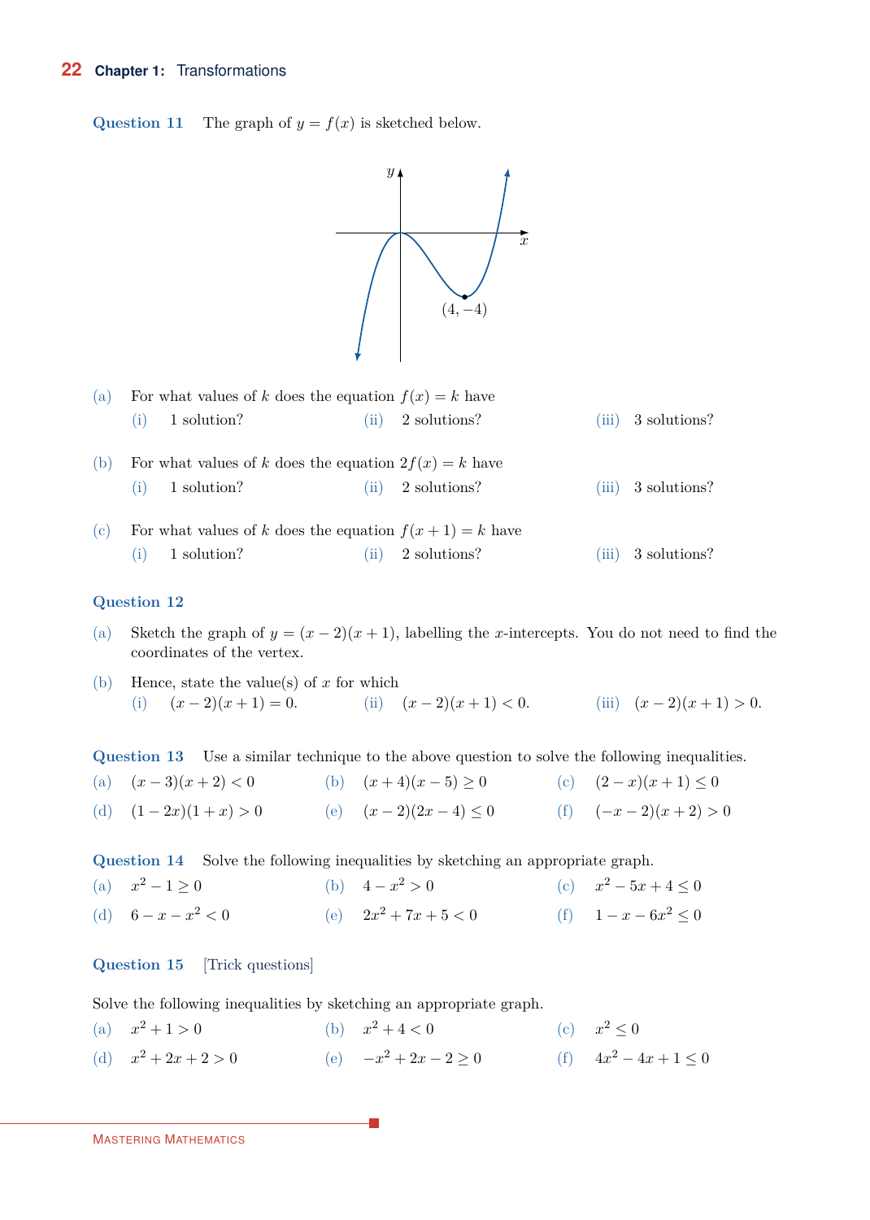**Question 11** The graph of $y = f(x)$ is sketched below.

(4, −4)

(a) For what values of $k$ does the equation $f(x) = k$ have
 (i) 1 solution? (ii) 2 solutions? (iii) 3 solutions?

(b) For what values of $k$ does the equation $2f(x) = k$ have
 (i) 1 solution? (ii) 2 solutions? (iii) 3 solutions?

(c) For what values of $k$ does the equation $f(x + 1) = k$ have
 (i) 1 solution? (ii) 2 solutions? (iii) 3 solutions?

**Question 12**

(a) Sketch the graph of $y = (x - 2)(x + 1)$, labelling the $x$-intercepts. You do not need to find the coordinates of the vertex.

(b) Hence, state the value(s) of $x$ for which
 (i) $(x - 2)(x + 1) = 0$. (ii) $(x - 2)(x + 1) < 0$. (iii) $(x - 2)(x + 1) > 0$.

**Question 13** Use a similar technique to the above question to solve the following inequalities.

(a) $(x - 3)(x + 2) < 0$ (b) $(x + 4)(x - 5) \geq 0$ (c) $(2 - x)(x + 1) \leq 0$

(d) $(1 - 2x)(1 + x) > 0$ (e) $(x - 2)(2x - 4) \leq 0$ (f) $(-x - 2)(x + 2) > 0$

**Question 14** Solve the following inequalities by sketching an appropriate graph.

(a) $x^2 - 1 \geq 0$ (b) $4 - x^2 > 0$ (c) $x^2 - 5x + 4 \leq 0$

(d) $6 - x - x^2 < 0$ (e) $2x^2 + 7x + 5 < 0$ (f) $1 - x - 6x^2 \leq 0$

**Question 15** [Trick questions]

Solve the following inequalities by sketching an appropriate graph.

(a) $x^2 + 1 > 0$ (b) $x^2 + 4 < 0$ (c) $x^2 \leq 0$

(d) $x^2 + 2x + 2 > 0$ (e) $-x^2 + 2x - 2 \geq 0$ (f) $4x^2 - 4x + 1 \leq 0$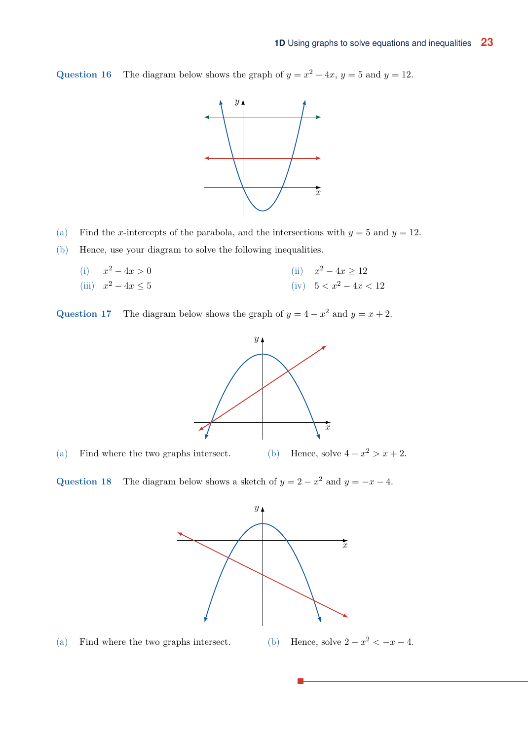**Question 16** The diagram below shows the graph of $y = x^2 - 4x$, $y = 5$ and $y = 12$.

(a) Find the $x$-intercepts of the parabola, and the intersections with $y = 5$ and $y = 12$.

(b) Hence, use your diagram to solve the following inequalities.

(i) $x^2 - 4x > 0$

(ii) $x^2 - 4x \geq 12$

(iii) $x^2 - 4x \leq 5$

(iv) $5 < x^2 - 4x < 12$

**Question 17** The diagram below shows the graph of $y = 4 - x^2$ and $y = x + 2$.

(a) Find where the two graphs intersect.

(b) Hence, solve $4 - x^2 > x + 2$.

**Question 18** The diagram below shows a sketch of $y = 2 - x^2$ and $y = -x - 4$.

(a) Find where the two graphs intersect.

(b) Hence, solve $2 - x^2 < -x - 4$.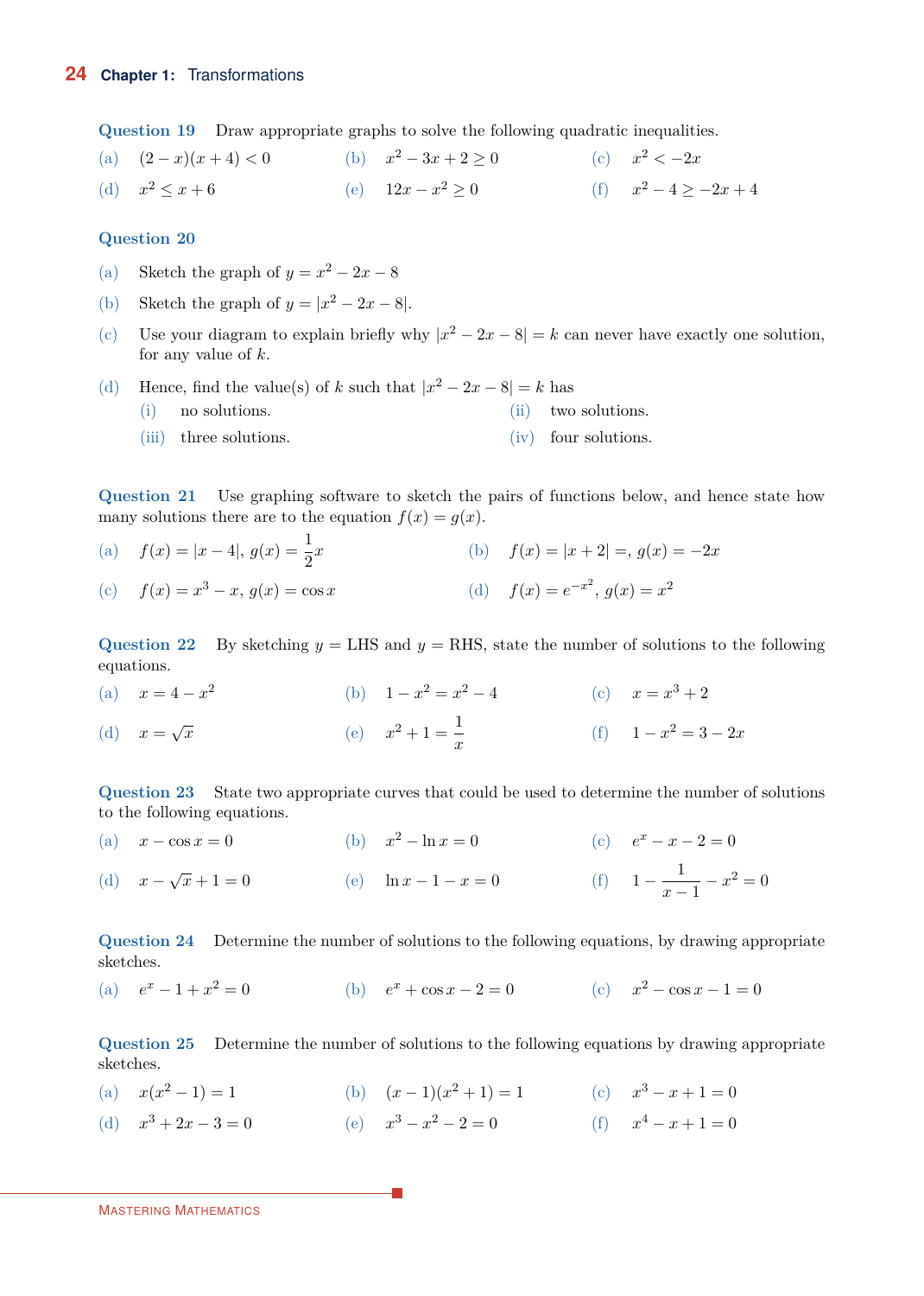**Question 19** Draw appropriate graphs to solve the following quadratic inequalities.

(a) $(2-x)(x+4) < 0$ (b) $x^2 - 3x + 2 \geq 0$ (c) $x^2 < -2x$

(d) $x^2 \leq x + 6$ (e) $12x - x^2 \geq 0$ (f) $x^2 - 4 \geq -2x + 4$

**Question 20**

(a) Sketch the graph of $y = x^2 - 2x - 8$

(b) Sketch the graph of $y = |x^2 - 2x - 8|$.

(c) Use your diagram to explain briefly why $|x^2 - 2x - 8| = k$ can never have exactly one solution, for any value of $k$.

(d) Hence, find the value(s) of $k$ such that $|x^2 - 2x - 8| = k$ has

  (i) no solutions. (ii) two solutions.

  (iii) three solutions. (iv) four solutions.

**Question 21** Use graphing software to sketch the pairs of functions below, and hence state how many solutions there are to the equation $f(x) = g(x)$.

(a) $f(x) = |x-4|$, $g(x) = \dfrac{1}{2}x$ (b) $f(x) = |x+2| =$, $g(x) = -2x$

(c) $f(x) = x^3 - x$, $g(x) = \cos x$ (d) $f(x) = e^{-x^2}$, $g(x) = x^2$

**Question 22** By sketching $y =$ LHS and $y =$ RHS, state the number of solutions to the following equations.

(a) $x = 4 - x^2$ (b) $1 - x^2 = x^2 - 4$ (c) $x = x^3 + 2$

(d) $x = \sqrt{x}$ (e) $x^2 + 1 = \dfrac{1}{x}$ (f) $1 - x^2 = 3 - 2x$

**Question 23** State two appropriate curves that could be used to determine the number of solutions to the following equations.

(a) $x - \cos x = 0$ (b) $x^2 - \ln x = 0$ (c) $e^x - x - 2 = 0$

(d) $x - \sqrt{x} + 1 = 0$ (e) $\ln x - 1 - x = 0$ (f) $1 - \dfrac{1}{x-1} - x^2 = 0$

**Question 24** Determine the number of solutions to the following equations, by drawing appropriate sketches.

(a) $e^x - 1 + x^2 = 0$ (b) $e^x + \cos x - 2 = 0$ (c) $x^2 - \cos x - 1 = 0$

**Question 25** Determine the number of solutions to the following equations by drawing appropriate sketches.

(a) $x(x^2 - 1) = 1$ (b) $(x-1)(x^2+1) = 1$ (c) $x^3 - x + 1 = 0$

(d) $x^3 + 2x - 3 = 0$ (e) $x^3 - x^2 - 2 = 0$ (f) $x^4 - x + 1 = 0$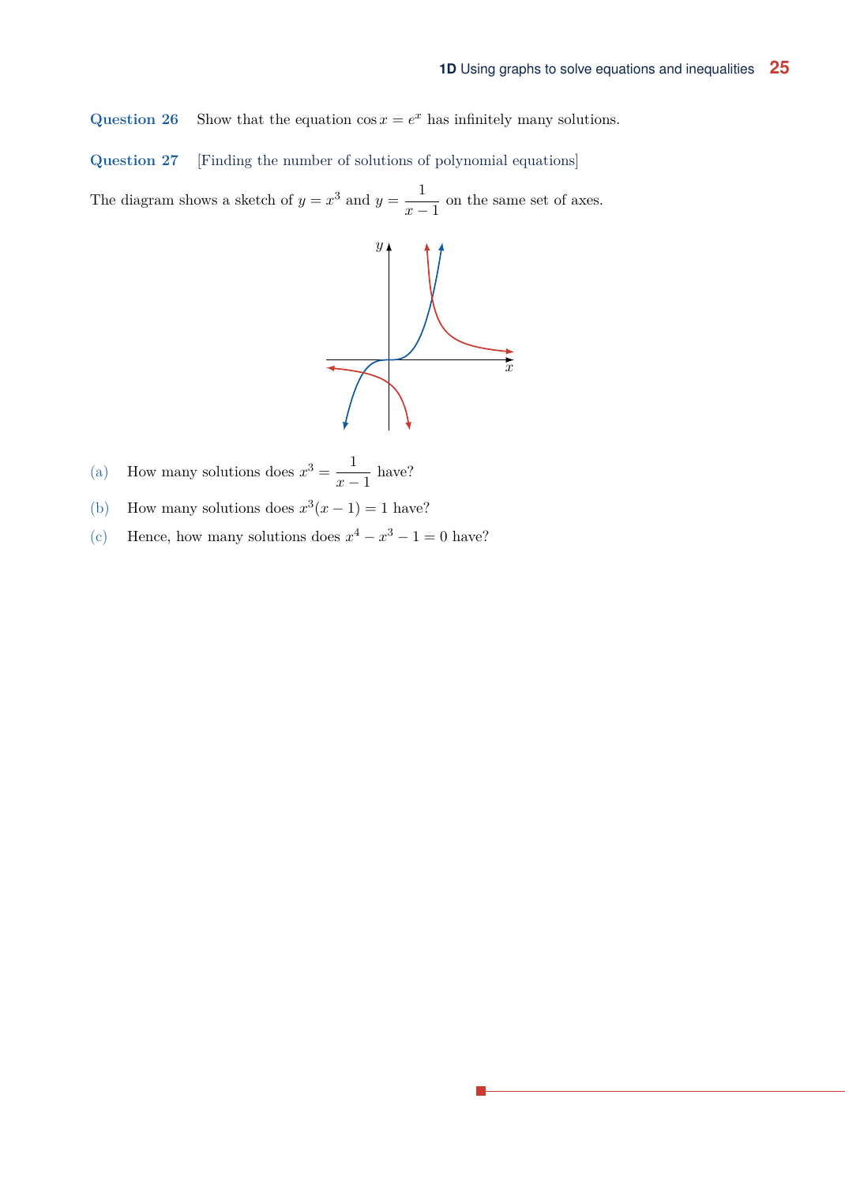**Question 26** Show that the equation $\cos x = e^x$ has infinitely many solutions.

**Question 27** [Finding the number of solutions of polynomial equations]

The diagram shows a sketch of $y = x^3$ and $y = \dfrac{1}{x-1}$ on the same set of axes.

(a) How many solutions does $x^3 = \dfrac{1}{x-1}$ have?

(b) How many solutions does $x^3(x-1) = 1$ have?

(c) Hence, how many solutions does $x^4 - x^3 - 1 = 0$ have?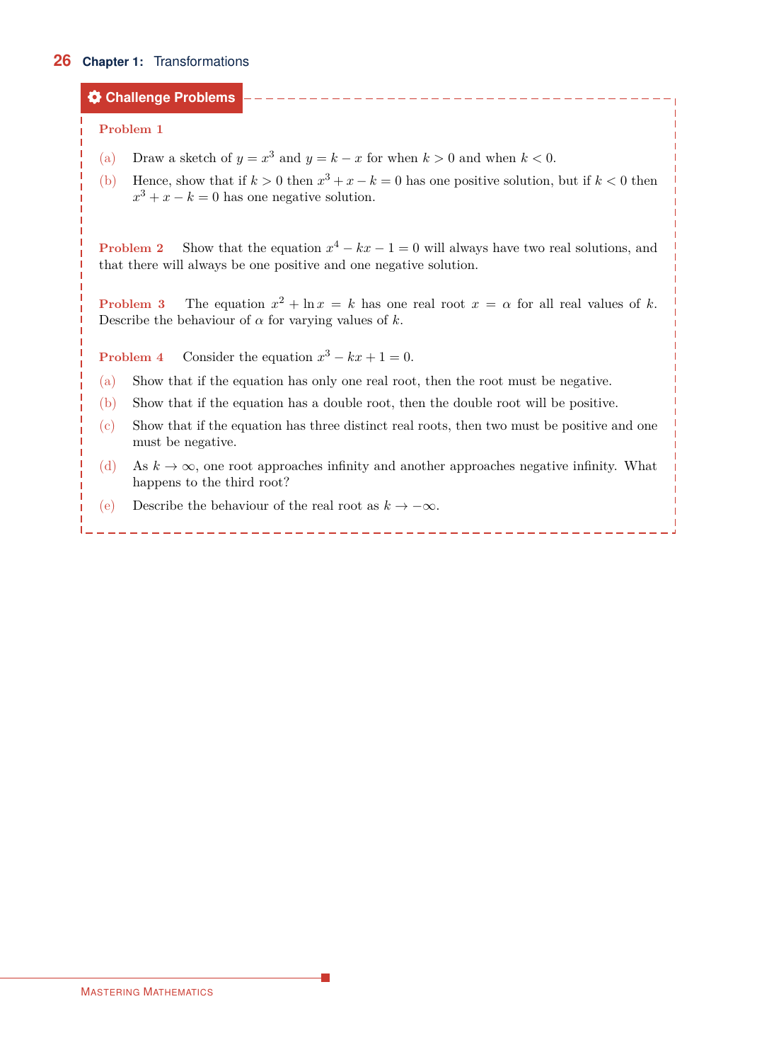## Challenge Problems

**Problem 1**

(a) Draw a sketch of $y = x^3$ and $y = k - x$ for when $k > 0$ and when $k < 0$.

(b) Hence, show that if $k > 0$ then $x^3 + x - k = 0$ has one positive solution, but if $k < 0$ then $x^3 + x - k = 0$ has one negative solution.

**Problem 2** Show that the equation $x^4 - kx - 1 = 0$ will always have two real solutions, and that there will always be one positive and one negative solution.

**Problem 3** The equation $x^2 + \ln x = k$ has one real root $x = \alpha$ for all real values of $k$. Describe the behaviour of $\alpha$ for varying values of $k$.

**Problem 4** Consider the equation $x^3 - kx + 1 = 0$.

(a) Show that if the equation has only one real root, then the root must be negative.

(b) Show that if the equation has a double root, then the double root will be positive.

(c) Show that if the equation has three distinct real roots, then two must be positive and one must be negative.

(d) As $k \to \infty$, one root approaches infinity and another approaches negative infinity. What happens to the third root?

(e) Describe the behaviour of the real root as $k \to -\infty$.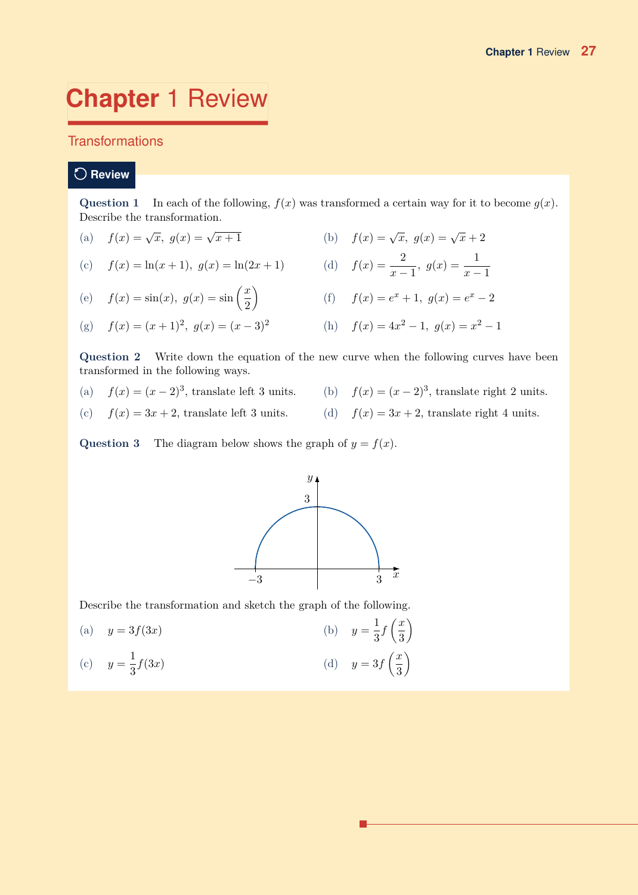# Chapter 1 Review

## Transformations

### Review

**Question 1** In each of the following, $f(x)$ was transformed a certain way for it to become $g(x)$. Describe the transformation.

(a) $f(x) = \sqrt{x},\ g(x) = \sqrt{x+1}$

(b) $f(x) = \sqrt{x},\ g(x) = \sqrt{x} + 2$

(c) $f(x) = \ln(x+1),\ g(x) = \ln(2x+1)$

(d) $f(x) = \dfrac{2}{x-1},\ g(x) = \dfrac{1}{x-1}$

(e) $f(x) = \sin(x),\ g(x) = \sin\left(\dfrac{x}{2}\right)$

(f) $f(x) = e^x + 1,\ g(x) = e^x - 2$

(g) $f(x) = (x+1)^2,\ g(x) = (x-3)^2$

(h) $f(x) = 4x^2 - 1,\ g(x) = x^2 - 1$

**Question 2** Write down the equation of the new curve when the following curves have been transformed in the following ways.

(a) $f(x) = (x-2)^3$, translate left 3 units.

(b) $f(x) = (x-2)^3$, translate right 2 units.

(c) $f(x) = 3x + 2$, translate left 3 units.

(d) $f(x) = 3x + 2$, translate right 4 units.

**Question 3** The diagram below shows the graph of $y = f(x)$.

Describe the transformation and sketch the graph of the following.

(a) $y = 3f(3x)$

(b) $y = \dfrac{1}{3}f\left(\dfrac{x}{3}\right)$

(c) $y = \dfrac{1}{3}f(3x)$

(d) $y = 3f\left(\dfrac{x}{3}\right)$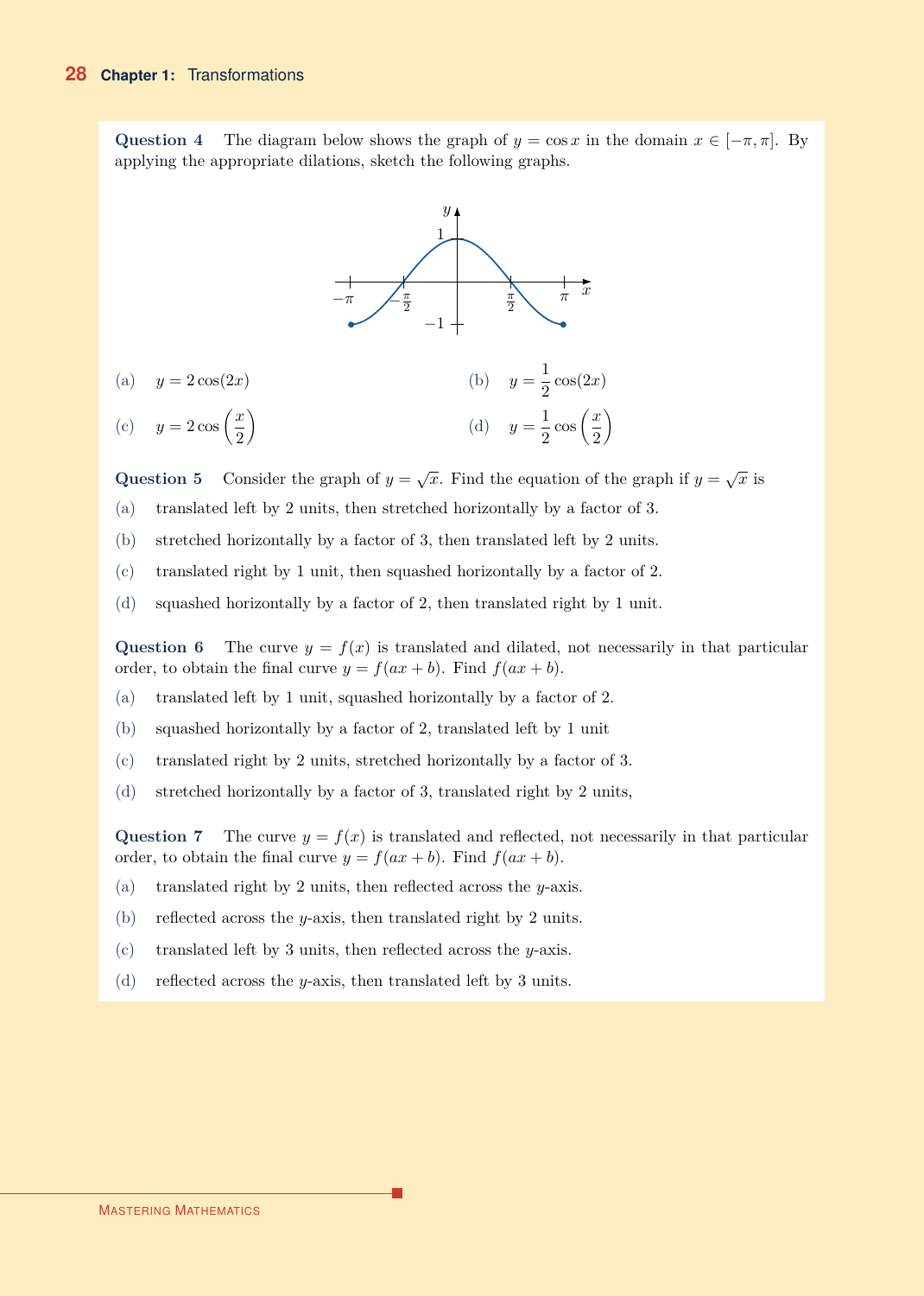**Question 4** The diagram below shows the graph of $y = \cos x$ in the domain $x \in [-\pi, \pi]$. By applying the appropriate dilations, sketch the following graphs.

(a) $y = 2\cos(2x)$

(b) $y = \frac{1}{2}\cos(2x)$

(c) $y = 2\cos\left(\frac{x}{2}\right)$

(d) $y = \frac{1}{2}\cos\left(\frac{x}{2}\right)$

**Question 5** Consider the graph of $y = \sqrt{x}$. Find the equation of the graph if $y = \sqrt{x}$ is

(a) translated left by 2 units, then stretched horizontally by a factor of 3.

(b) stretched horizontally by a factor of 3, then translated left by 2 units.

(c) translated right by 1 unit, then squashed horizontally by a factor of 2.

(d) squashed horizontally by a factor of 2, then translated right by 1 unit.

**Question 6** The curve $y = f(x)$ is translated and dilated, not necessarily in that particular order, to obtain the final curve $y = f(ax + b)$. Find $f(ax + b)$.

(a) translated left by 1 unit, squashed horizontally by a factor of 2.

(b) squashed horizontally by a factor of 2, translated left by 1 unit

(c) translated right by 2 units, stretched horizontally by a factor of 3.

(d) stretched horizontally by a factor of 3, translated right by 2 units,

**Question 7** The curve $y = f(x)$ is translated and reflected, not necessarily in that particular order, to obtain the final curve $y = f(ax + b)$. Find $f(ax + b)$.

(a) translated right by 2 units, then reflected across the $y$-axis.

(b) reflected across the $y$-axis, then translated right by 2 units.

(c) translated left by 3 units, then reflected across the $y$-axis.

(d) reflected across the $y$-axis, then translated left by 3 units.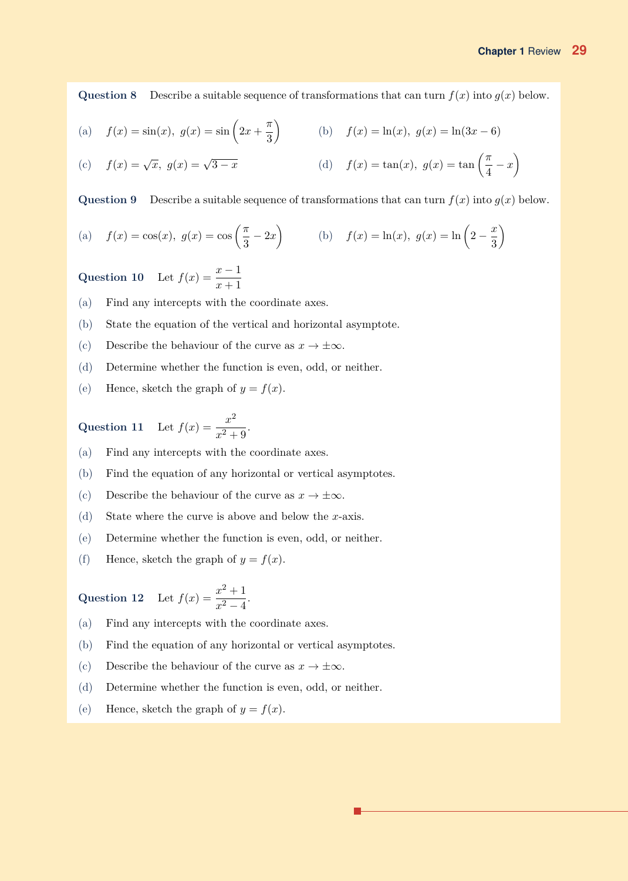**Question 8** Describe a suitable sequence of transformations that can turn $f(x)$ into $g(x)$ below.

(a) $f(x) = \sin(x),\ g(x) = \sin\left(2x + \dfrac{\pi}{3}\right)$

(b) $f(x) = \ln(x),\ g(x) = \ln(3x - 6)$

(c) $f(x) = \sqrt{x},\ g(x) = \sqrt{3 - x}$

(d) $f(x) = \tan(x),\ g(x) = \tan\left(\dfrac{\pi}{4} - x\right)$

**Question 9** Describe a suitable sequence of transformations that can turn $f(x)$ into $g(x)$ below.

(a) $f(x) = \cos(x),\ g(x) = \cos\left(\dfrac{\pi}{3} - 2x\right)$

(b) $f(x) = \ln(x),\ g(x) = \ln\left(2 - \dfrac{x}{3}\right)$

**Question 10** Let $f(x) = \dfrac{x-1}{x+1}$

(a) Find any intercepts with the coordinate axes.

(b) State the equation of the vertical and horizontal asymptote.

(c) Describe the behaviour of the curve as $x \to \pm\infty$.

(d) Determine whether the function is even, odd, or neither.

(e) Hence, sketch the graph of $y = f(x)$.

**Question 11** Let $f(x) = \dfrac{x^2}{x^2 + 9}$.

(a) Find any intercepts with the coordinate axes.

(b) Find the equation of any horizontal or vertical asymptotes.

(c) Describe the behaviour of the curve as $x \to \pm\infty$.

(d) State where the curve is above and below the $x$-axis.

(e) Determine whether the function is even, odd, or neither.

(f) Hence, sketch the graph of $y = f(x)$.

**Question 12** Let $f(x) = \dfrac{x^2 + 1}{x^2 - 4}$.

(a) Find any intercepts with the coordinate axes.

(b) Find the equation of any horizontal or vertical asymptotes.

(c) Describe the behaviour of the curve as $x \to \pm\infty$.

(d) Determine whether the function is even, odd, or neither.

(e) Hence, sketch the graph of $y = f(x)$.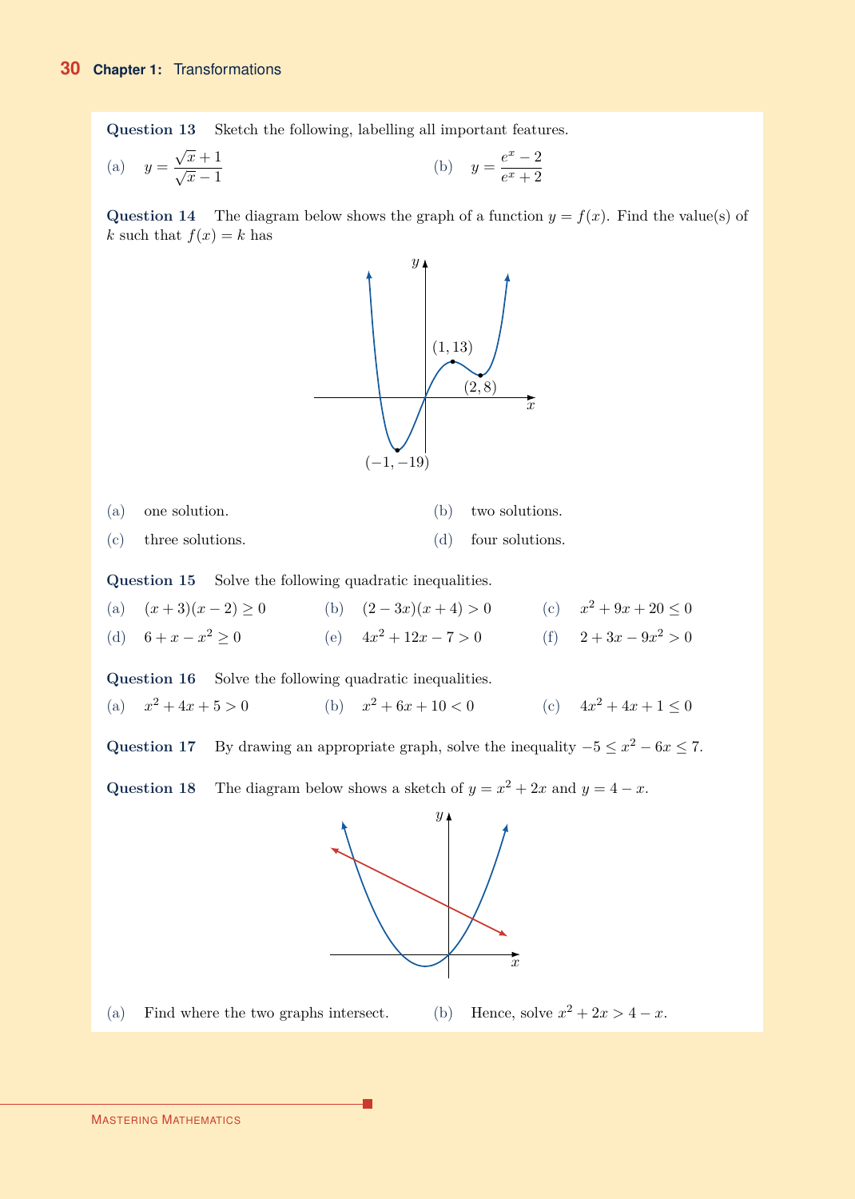**Question 13** Sketch the following, labelling all important features.

(a) $y = \dfrac{\sqrt{x}+1}{\sqrt{x}-1}$

(b) $y = \dfrac{e^x - 2}{e^x + 2}$

**Question 14** The diagram below shows the graph of a function $y = f(x)$. Find the value(s) of $k$ such that $f(x) = k$ has

(a) one solution.

(b) two solutions.

(c) three solutions.

(d) four solutions.

**Question 15** Solve the following quadratic inequalities.

(a) $(x+3)(x-2) \geq 0$

(b) $(2-3x)(x+4) > 0$

(c) $x^2 + 9x + 20 \leq 0$

(d) $6 + x - x^2 \geq 0$

(e) $4x^2 + 12x - 7 > 0$

(f) $2 + 3x - 9x^2 > 0$

**Question 16** Solve the following quadratic inequalities.

(a) $x^2 + 4x + 5 > 0$

(b) $x^2 + 6x + 10 < 0$

(c) $4x^2 + 4x + 1 \leq 0$

**Question 17** By drawing an appropriate graph, solve the inequality $-5 \leq x^2 - 6x \leq 7$.

**Question 18** The diagram below shows a sketch of $y = x^2 + 2x$ and $y = 4 - x$.

(a) Find where the two graphs intersect.

(b) Hence, solve $x^2 + 2x > 4 - x$.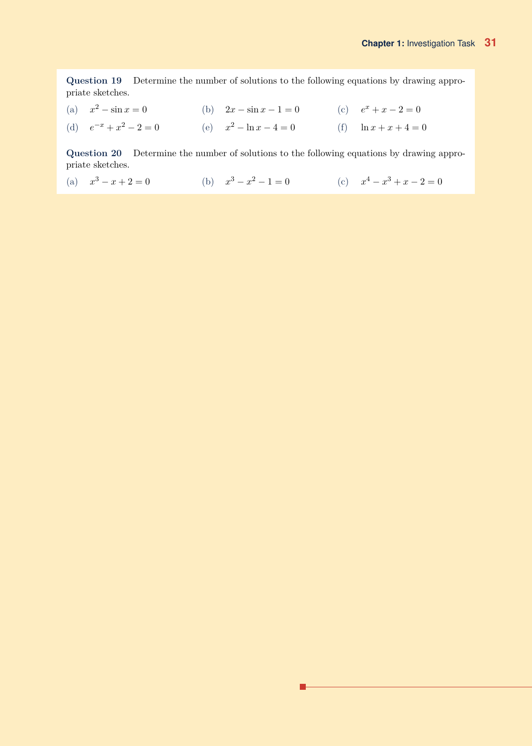**Question 19** Determine the number of solutions to the following equations by drawing appropriate sketches.

(a) $x^2 - \sin x = 0$

(b) $2x - \sin x - 1 = 0$

(c) $e^x + x - 2 = 0$

(d) $e^{-x} + x^2 - 2 = 0$

(e) $x^2 - \ln x - 4 = 0$

(f) $\ln x + x + 4 = 0$

**Question 20** Determine the number of solutions to the following equations by drawing appropriate sketches.

(a) $x^3 - x + 2 = 0$

(b) $x^3 - x^2 - 1 = 0$

(c) $x^4 - x^3 + x - 2 = 0$